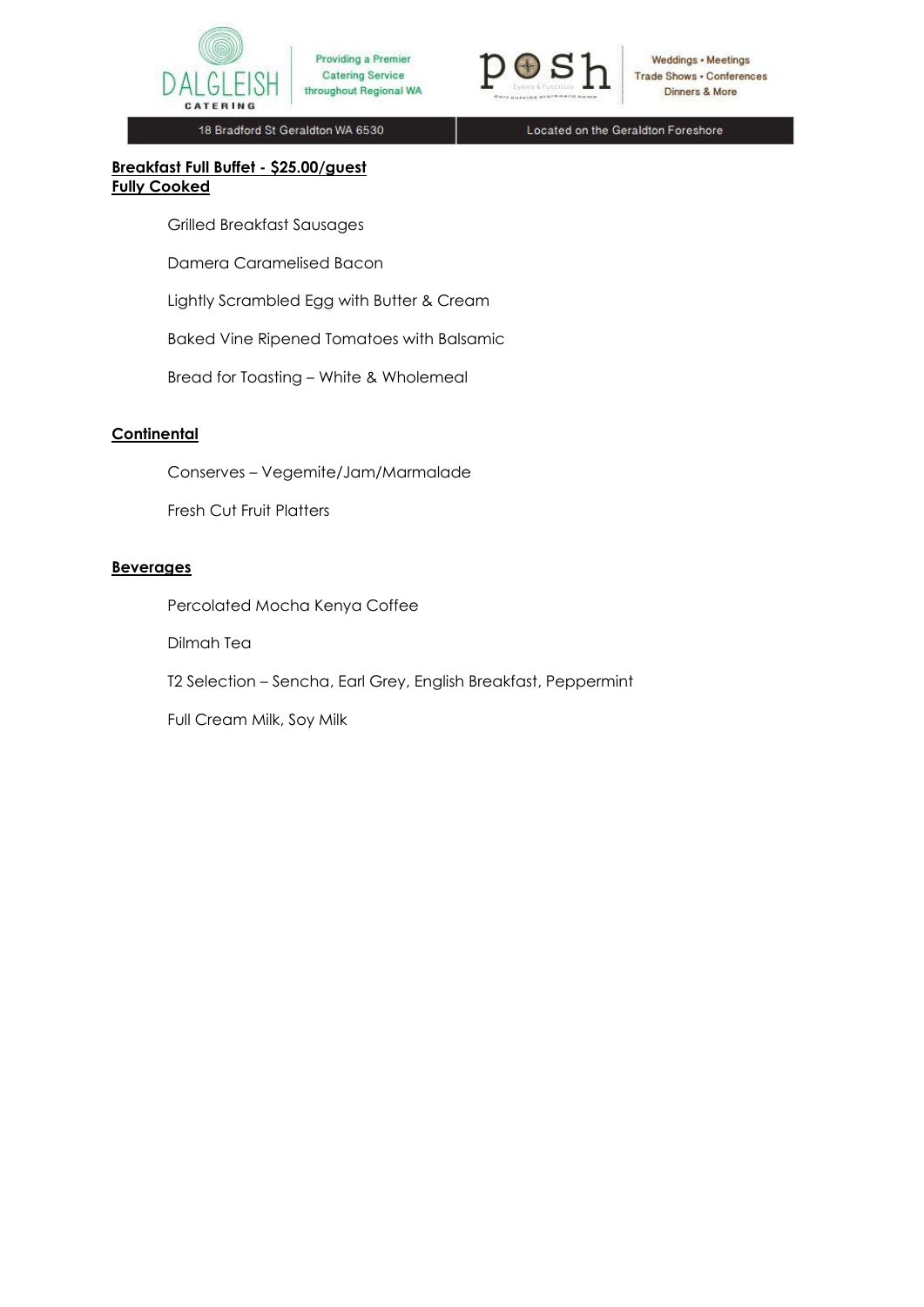DALGLEISH CATERING — Providing a Premier Catering Service throughout Regional WA

posh — Weddings • Meetings, Trade Shows • Conferences, Dinners & More

18 Bradford St Geraldton WA 6530 | Located on the Geraldton Foreshore

**Breakfast Full Buffet - $25.00/guest**
**Fully Cooked**

Grilled Breakfast Sausages

Damera Caramelised Bacon

Lightly Scrambled Egg with Butter & Cream

Baked Vine Ripened Tomatoes with Balsamic

Bread for Toasting – White & Wholemeal

**Continental**

Conserves – Vegemite/Jam/Marmalade

Fresh Cut Fruit Platters

**Beverages**

Percolated Mocha Kenya Coffee

Dilmah Tea

T2 Selection – Sencha, Earl Grey, English Breakfast, Peppermint

Full Cream Milk, Soy Milk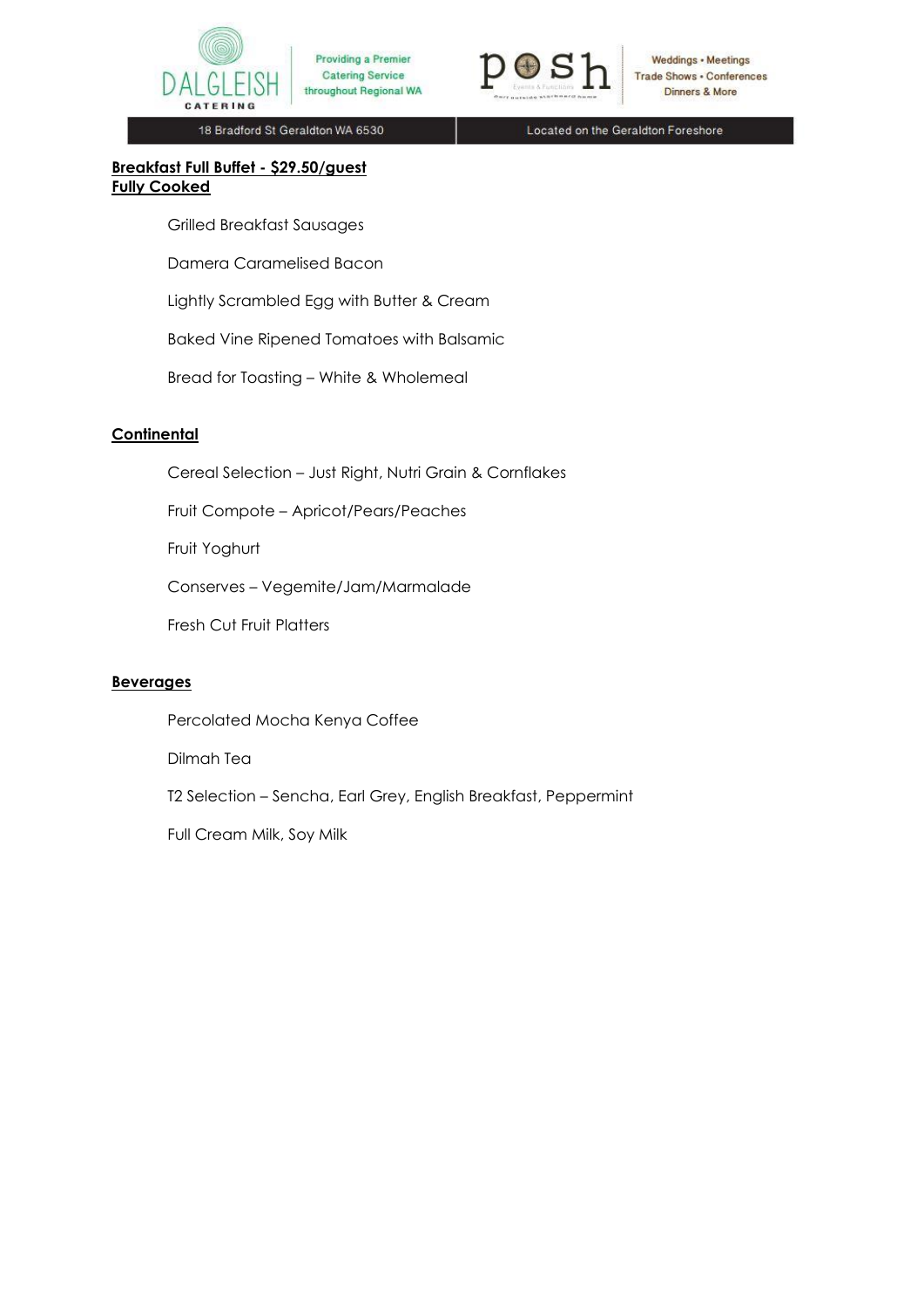**Breakfast Full Buffet - $29.50/guest**
**Fully Cooked**

Grilled Breakfast Sausages

Damera Caramelised Bacon

Lightly Scrambled Egg with Butter & Cream

Baked Vine Ripened Tomatoes with Balsamic

Bread for Toasting – White & Wholemeal

**Continental**

Cereal Selection – Just Right, Nutri Grain & Cornflakes

Fruit Compote – Apricot/Pears/Peaches

Fruit Yoghurt

Conserves – Vegemite/Jam/Marmalade

Fresh Cut Fruit Platters

**Beverages**

Percolated Mocha Kenya Coffee

Dilmah Tea

T2 Selection – Sencha, Earl Grey, English Breakfast, Peppermint

Full Cream Milk, Soy Milk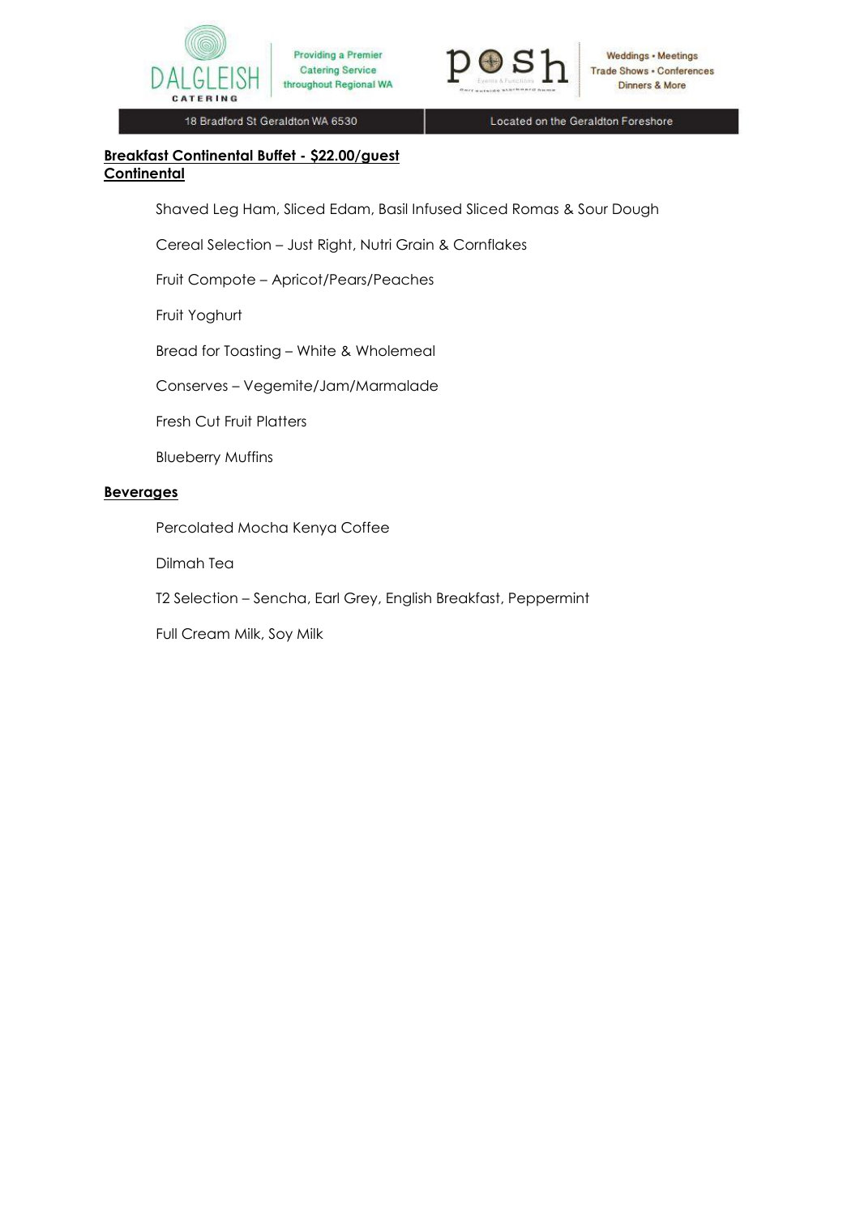**Breakfast Continental Buffet - $22.00/guest**

**Continental**

Shaved Leg Ham, Sliced Edam, Basil Infused Sliced Romas & Sour Dough

Cereal Selection – Just Right, Nutri Grain & Cornflakes

Fruit Compote – Apricot/Pears/Peaches

Fruit Yoghurt

Bread for Toasting – White & Wholemeal

Conserves – Vegemite/Jam/Marmalade

Fresh Cut Fruit Platters

Blueberry Muffins

**Beverages**

Percolated Mocha Kenya Coffee

Dilmah Tea

T2 Selection – Sencha, Earl Grey, English Breakfast, Peppermint

Full Cream Milk, Soy Milk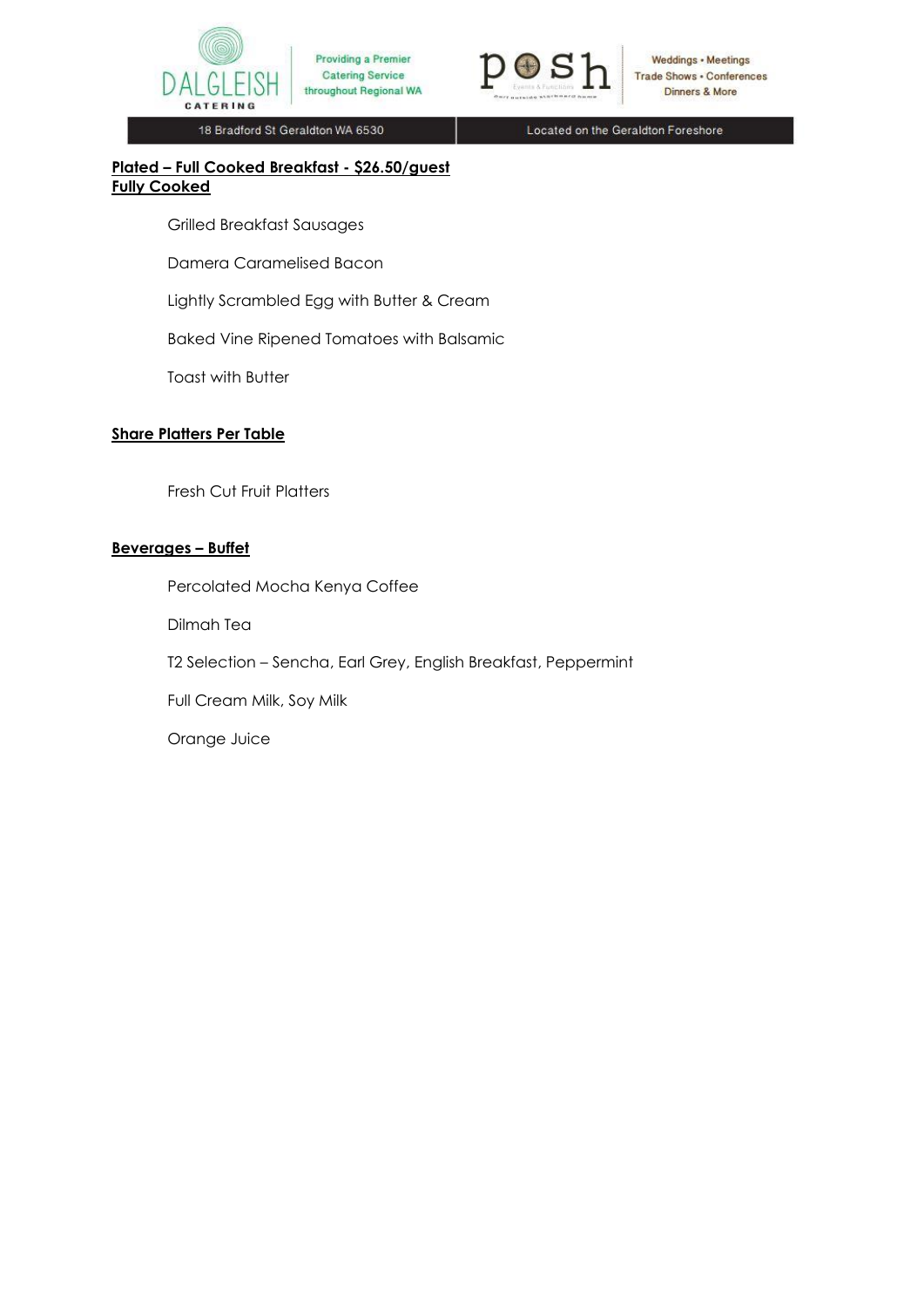**Plated – Full Cooked Breakfast - $26.50/guest**
**Fully Cooked**

Grilled Breakfast Sausages

Damera Caramelised Bacon

Lightly Scrambled Egg with Butter & Cream

Baked Vine Ripened Tomatoes with Balsamic

Toast with Butter

**Share Platters Per Table**

Fresh Cut Fruit Platters

**Beverages – Buffet**

Percolated Mocha Kenya Coffee

Dilmah Tea

T2 Selection – Sencha, Earl Grey, English Breakfast, Peppermint

Full Cream Milk, Soy Milk

Orange Juice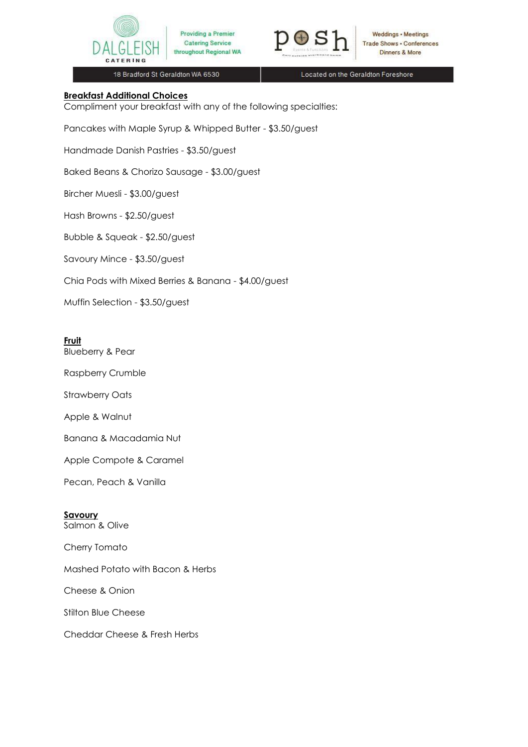**Breakfast Additional Choices**

Compliment your breakfast with any of the following specialties:

Pancakes with Maple Syrup & Whipped Butter - $3.50/guest

Handmade Danish Pastries - $3.50/guest

Baked Beans & Chorizo Sausage - $3.00/guest

Bircher Muesli - $3.00/guest

Hash Browns - $2.50/guest

Bubble & Squeak - $2.50/guest

Savoury Mince - $3.50/guest

Chia Pods with Mixed Berries & Banana - $4.00/guest

Muffin Selection - $3.50/guest

**Fruit**

Blueberry & Pear

Raspberry Crumble

Strawberry Oats

Apple & Walnut

Banana & Macadamia Nut

Apple Compote & Caramel

Pecan, Peach & Vanilla

**Savoury**

Salmon & Olive

Cherry Tomato

Mashed Potato with Bacon & Herbs

Cheese & Onion

Stilton Blue Cheese

Cheddar Cheese & Fresh Herbs